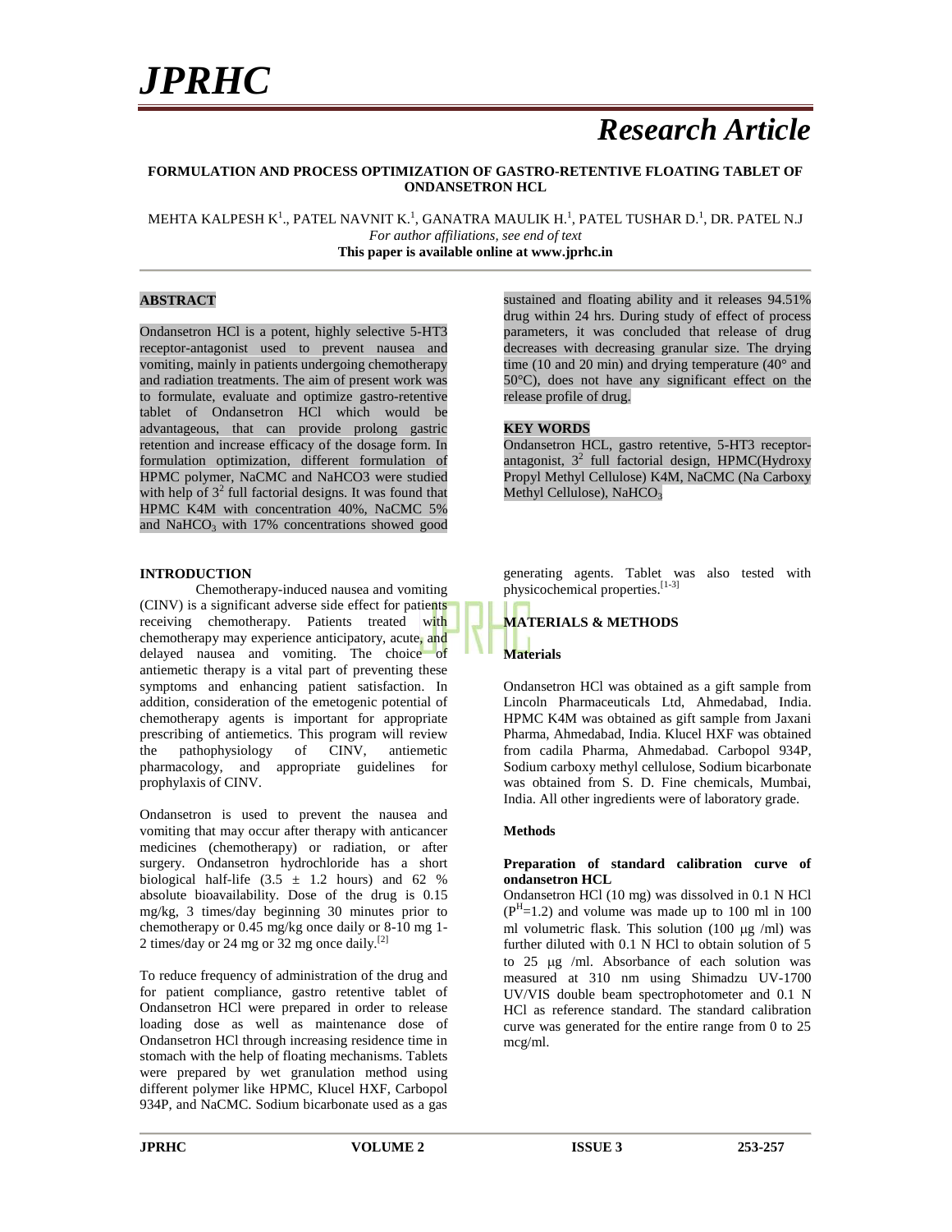# JPRHC

## Research Article

**FORMULATION AND PROCESS OPTIMIZATION OF GASTRO-RETENTIVE FLOATING TABLET OF ONDANSETRON HCL**

MEHTA KALPESH K[1]., PATEL NAVNIT K.[1], GANATRA MAULIK H.[1], PATEL TUSHAR D.[1], DR. PATEL N.J

*For author affiliations, see end of text*

**This paper is available online at www.jprhc.in**

### ABSTRACT

Ondansetron HCl is a potent, highly selective 5-HT3 receptor-antagonist used to prevent nausea and vomiting, mainly in patients undergoing chemotherapy and radiation treatments. The aim of present work was to formulate, evaluate and optimize gastro-retentive tablet of Ondansetron HCl which would be advantageous, that can provide prolong gastric retention and increase efficacy of the dosage form. In formulation optimization, different formulation of HPMC polymer, NaCMC and NaHCO3 were studied with help of $3^2$ full factorial designs. It was found that HPMC K4M with concentration 40%, NaCMC 5% and $NaHCO_3$ with 17% concentrations showed good sustained and floating ability and it releases 94.51% drug within 24 hrs. During study of effect of process parameters, it was concluded that release of drug decreases with decreasing granular size. The drying time (10 and 20 min) and drying temperature (40° and 50°C), does not have any significant effect on the release profile of drug.

### KEY WORDS

Ondansetron HCL, gastro retentive, 5-HT3 receptor-antagonist, $3^2$ full factorial design, HPMC(Hydroxy Propyl Methyl Cellulose) K4M, NaCMC (Na Carboxy Methyl Cellulose), $NaHCO_3$

### INTRODUCTION

Chemotherapy-induced nausea and vomiting (CINV) is a significant adverse side effect for patients receiving chemotherapy. Patients treated with chemotherapy may experience anticipatory, acute, and delayed nausea and vomiting. The choice of antiemetic therapy is a vital part of preventing these symptoms and enhancing patient satisfaction. In addition, consideration of the emetogenic potential of chemotherapy agents is important for appropriate prescribing of antiemetics. This program will review the pathophysiology of CINV, antiemetic pharmacology, and appropriate guidelines for prophylaxis of CINV.

Ondansetron is used to prevent the nausea and vomiting that may occur after therapy with anticancer medicines (chemotherapy) or radiation, or after surgery. Ondansetron hydrochloride has a short biological half-life (3.5 ± 1.2 hours) and 62 % absolute bioavailability. Dose of the drug is 0.15 mg/kg, 3 times/day beginning 30 minutes prior to chemotherapy or 0.45 mg/kg once daily or 8-10 mg 1-2 times/day or 24 mg or 32 mg once daily.[2]

To reduce frequency of administration of the drug and for patient compliance, gastro retentive tablet of Ondansetron HCl were prepared in order to release loading dose as well as maintenance dose of Ondansetron HCl through increasing residence time in stomach with the help of floating mechanisms. Tablets were prepared by wet granulation method using different polymer like HPMC, Klucel HXF, Carbopol 934P, and NaCMC. Sodium bicarbonate used as a gas generating agents. Tablet was also tested with physicochemical properties.[1-3]

### MATERIALS & METHODS

#### Materials

Ondansetron HCl was obtained as a gift sample from Lincoln Pharmaceuticals Ltd, Ahmedabad, India. HPMC K4M was obtained as gift sample from Jaxani Pharma, Ahmedabad, India. Klucel HXF was obtained from cadila Pharma, Ahmedabad. Carbopol 934P, Sodium carboxy methyl cellulose, Sodium bicarbonate was obtained from S. D. Fine chemicals, Mumbai, India. All other ingredients were of laboratory grade.

#### Methods

**Preparation of standard calibration curve of ondansetron HCL**

Ondansetron HCl (10 mg) was dissolved in 0.1 N HCl ($P^H$=1.2) and volume was made up to 100 ml in 100 ml volumetric flask. This solution (100 μg /ml) was further diluted with 0.1 N HCl to obtain solution of 5 to 25 μg /ml. Absorbance of each solution was measured at 310 nm using Shimadzu UV-1700 UV/VIS double beam spectrophotometer and 0.1 N HCl as reference standard. The standard calibration curve was generated for the entire range from 0 to 25 mcg/ml.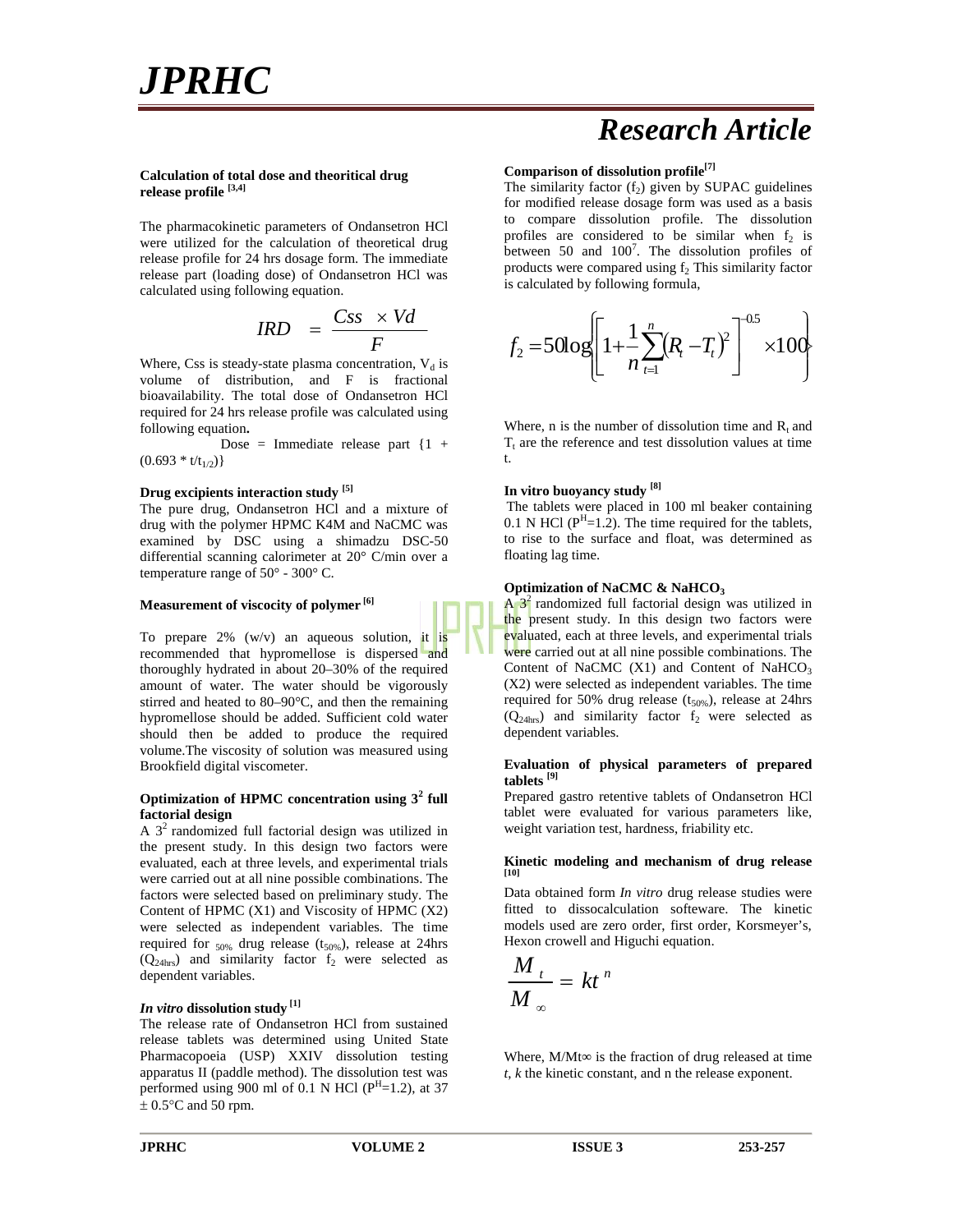### Calculation of total dose and theoritical drug release profile [3,4]

The pharmacokinetic parameters of Ondansetron HCl were utilized for the calculation of theoretical drug release profile for 24 hrs dosage form. The immediate release part (loading dose) of Ondansetron HCl was calculated using following equation.

$$IRD = \frac{Css \times Vd}{F}$$

Where, Css is steady-state plasma concentration, $V_d$ is volume of distribution, and F is fractional bioavailability. The total dose of Ondansetron HCl required for 24 hrs release profile was calculated using following equation.

Dose = Immediate release part $\{1 + (0.693 * t/t_{1/2})\}$

### Drug excipients interaction study [5]

The pure drug, Ondansetron HCl and a mixture of drug with the polymer HPMC K4M and NaCMC was examined by DSC using a shimadzu DSC-50 differential scanning calorimeter at 20° C/min over a temperature range of 50° - 300° C.

### Measurement of viscocity of polymer [6]

To prepare 2% (w/v) an aqueous solution, it is recommended that hypromellose is dispersed and thoroughly hydrated in about 20–30% of the required amount of water. The water should be vigorously stirred and heated to 80–90°C, and then the remaining hypromellose should be added. Sufficient cold water should then be added to produce the required volume.The viscosity of solution was measured using Brookfield digital viscometer.

### Optimization of HPMC concentration using $3^2$ full factorial design

A $3^2$ randomized full factorial design was utilized in the present study. In this design two factors were evaluated, each at three levels, and experimental trials were carried out at all nine possible combinations. The factors were selected based on preliminary study. The Content of HPMC (X1) and Viscosity of HPMC (X2) were selected as independent variables. The time required for $_{50\%}$ drug release ($t_{50\%}$), release at 24hrs ($Q_{24hrs}$) and similarity factor $f_2$ were selected as dependent variables.

### *In vitro* dissolution study [1]

The release rate of Ondansetron HCl from sustained release tablets was determined using United State Pharmacopoeia (USP) XXIV dissolution testing apparatus II (paddle method). The dissolution test was performed using 900 ml of 0.1 N HCl ($P^H$=1.2), at 37 ± 0.5°C and 50 rpm.

### Comparison of dissolution profile [7]

The similarity factor ($f_2$) given by SUPAC guidelines for modified release dosage form was used as a basis to compare dissolution profile. The dissolution profiles are considered to be similar when $f_2$ is between 50 and 100[7]. The dissolution profiles of products were compared using $f_2$ This similarity factor is calculated by following formula,

$$f_2 = 50\log\left\{\left[1+\frac{1}{n}\sum_{t=1}^{n}(R_t - T_t)^2\right]^{-0.5} \times 100\right\}$$

Where, n is the number of dissolution time and $R_t$ and $T_t$ are the reference and test dissolution values at time t.

### In vitro buoyancy study [8]

The tablets were placed in 100 ml beaker containing 0.1 N HCl ($P^H$=1.2). The time required for the tablets, to rise to the surface and float, was determined as floating lag time.

### Optimization of NaCMC & $NaHCO_3$

A $3^2$ randomized full factorial design was utilized in the present study. In this design two factors were evaluated, each at three levels, and experimental trials were carried out at all nine possible combinations. The Content of NaCMC (X1) and Content of $NaHCO_3$ (X2) were selected as independent variables. The time required for 50% drug release ($t_{50\%}$), release at 24hrs ($Q_{24hrs}$) and similarity factor $f_2$ were selected as dependent variables.

### Evaluation of physical parameters of prepared tablets [9]

Prepared gastro retentive tablets of Ondansetron HCl tablet were evaluated for various parameters like, weight variation test, hardness, friability etc.

### Kinetic modeling and mechanism of drug release [10]

Data obtained form *In vitro* drug release studies were fitted to dissocalculation softeware. The kinetic models used are zero order, first order, Korsmeyer's, Hexon crowell and Higuchi equation.

$$\frac{M_t}{M_\infty} = kt^n$$

Where, M/Mt∞ is the fraction of drug released at time *t*, *k* the kinetic constant, and n the release exponent.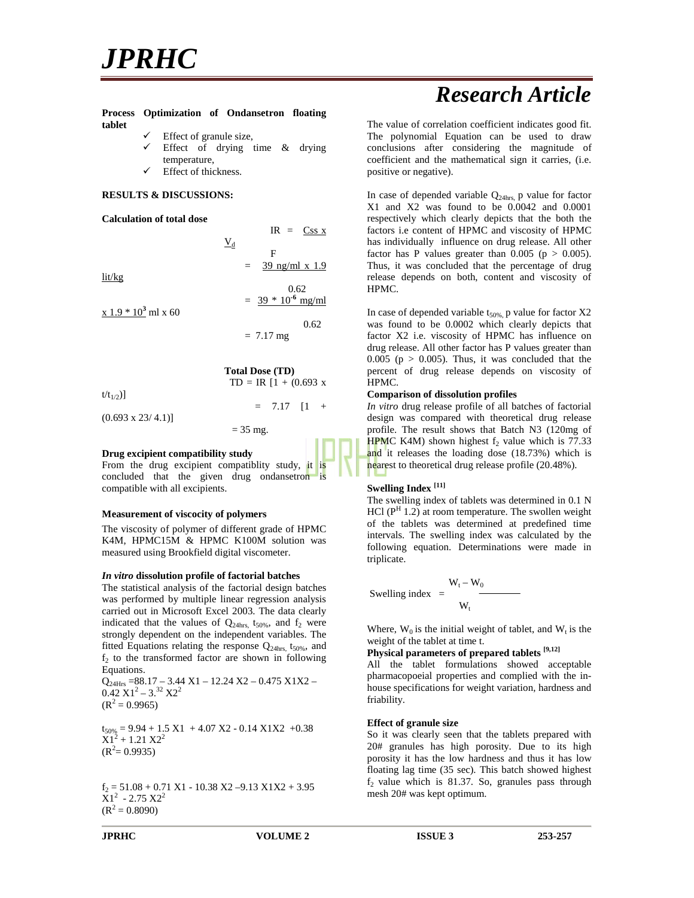**Process Optimization of Ondansetron floating tablet**

- ✓ Effect of granule size,
- ✓ Effect of drying time & drying temperature,
- ✓ Effect of thickness.

## RESULTS & DISCUSSIONS:

### Calculation of total dose

$$IR = \frac{Css \times V_d}{F}$$

$$= \frac{39 \text{ ng/ml} \times 1.9 \text{ lit/kg}}{0.62}$$

$$= \frac{39 \times 10^{-6} \text{ mg/ml} \times 1.9 \times 10^{3} \text{ ml} \times 60}{0.62}$$

$$= 7.17 \text{ mg}$$

**Total Dose (TD)**

$$TD = IR\,[1 + (0.693 \times t/t_{1/2})]$$

$$= 7.17\,[1 + (0.693 \times 23/4.1)]$$

$$= 35 \text{ mg.}$$

### Drug excipient compatibility study

From the drug excipient compatiblity study, it is concluded that the given drug ondansetron is compatible with all excipients.

### Measurement of viscocity of polymers

The viscosity of polymer of different grade of HPMC K4M, HPMC15M & HPMC K100M solution was measured using Brookfield digital viscometer.

### *In vitro* dissolution profile of factorial batches

The statistical analysis of the factorial design batches was performed by multiple linear regression analysis carried out in Microsoft Excel 2003. The data clearly indicated that the values of $Q_{24hrs}$, $t_{50\%}$, and $f_2$ were strongly dependent on the independent variables. The fitted Equations relating the response $Q_{24hrs}$, $t_{50\%}$, and $f_2$ to the transformed factor are shown in following Equations.

$Q_{24Hrs} = 88.17 - 3.44\,X1 - 12.24\,X2 - 0.475\,X1X2 - 0.42\,X1^2 - 3.^{32}\,X2^2$
($R^2 = 0.9965$)

$t_{50\%} = 9.94 + 1.5\,X1 + 4.07\,X2 - 0.14\,X1X2 + 0.38\,X1^2 + 1.21\,X2^2$
($R^2 = 0.9935$)

$f_2 = 51.08 + 0.71\,X1 - 10.38\,X2 - 9.13\,X1X2 + 3.95\,X1^2 - 2.75\,X2^2$
($R^2 = 0.8090$)

The value of correlation coefficient indicates good fit. The polynomial Equation can be used to draw conclusions after considering the magnitude of coefficient and the mathematical sign it carries, (i.e. positive or negative).

In case of depended variable $Q_{24hrs}$, p value for factor X1 and X2 was found to be 0.0042 and 0.0001 respectively which clearly depicts that the both the factors i.e content of HPMC and viscosity of HPMC has individually influence on drug release. All other factor has P values greater than 0.005 ($p > 0.005$). Thus, it was concluded that the percentage of drug release depends on both, content and viscosity of HPMC.

In case of depended variable $t_{50\%}$, p value for factor X2 was found to be 0.0002 which clearly depicts that factor X2 i.e. viscosity of HPMC has influence on drug release. All other factor has P values greater than 0.005 ($p > 0.005$). Thus, it was concluded that the percent of drug release depends on viscosity of HPMC.

### Comparison of dissolution profiles

*In vitro* drug release profile of all batches of factorial design was compared with theoretical drug release profile. The result shows that Batch N3 (120mg of HPMC K4M) shown highest $f_2$ value which is 77.33 and it releases the loading dose (18.73%) which is nearest to theoretical drug release profile (20.48%).

### Swelling Index [11]

The swelling index of tablets was determined in 0.1 N HCl ($P^H$ 1.2) at room temperature. The swollen weight of the tablets was determined at predefined time intervals. The swelling index was calculated by the following equation. Determinations were made in triplicate.

$$\text{Swelling index} = \frac{W_t - W_0}{W_t}$$

Where, $W_0$ is the initial weight of tablet, and $W_t$ is the weight of the tablet at time t.

### Physical parameters of prepared tablets [9,12]

All the tablet formulations showed acceptable pharmacopoeial properties and complied with the in-house specifications for weight variation, hardness and friability.

### Effect of granule size

So it was clearly seen that the tablets prepared with 20# granules has high porosity. Due to its high porosity it has the low hardness and thus it has low floating lag time (35 sec). This batch showed highest $f_2$ value which is 81.37. So, granules pass through mesh 20# was kept optimum.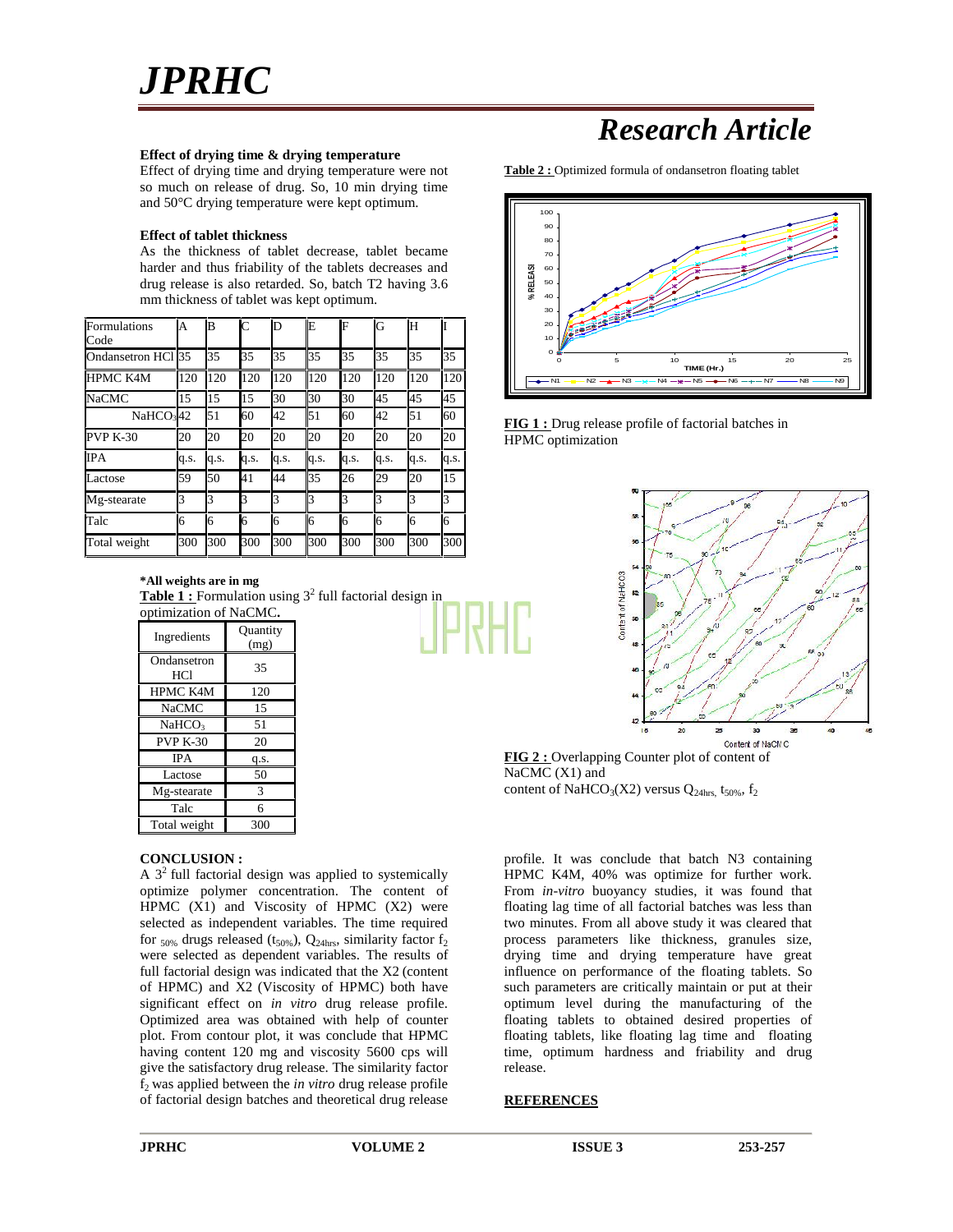### Effect of drying time & drying temperature

Effect of drying time and drying temperature were not so much on release of drug. So, 10 min drying time and 50°C drying temperature were kept optimum.

### Effect of tablet thickness

As the thickness of tablet decrease, tablet became harder and thus friability of the tablets decreases and drug release is also retarded. So, batch T2 having 3.6 mm thickness of tablet was kept optimum.

| Formulations Code | A | B | C | D | E | F | G | H | I |
|---|---|---|---|---|---|---|---|---|---|
| Ondansetron HCl | 35 | 35 | 35 | 35 | 35 | 35 | 35 | 35 | 35 |
| HPMC K4M | 120 | 120 | 120 | 120 | 120 | 120 | 120 | 120 | 120 |
| NaCMC | 15 | 15 | 15 | 30 | 30 | 30 | 45 | 45 | 45 |
| $NaHCO_3$ | 42 | 51 | 60 | 42 | 51 | 60 | 42 | 51 | 60 |
| PVP K-30 | 20 | 20 | 20 | 20 | 20 | 20 | 20 | 20 | 20 |
| IPA | q.s. | q.s. | q.s. | q.s. | q.s. | q.s. | q.s. | q.s. | q.s. |
| Lactose | 59 | 50 | 41 | 44 | 35 | 26 | 29 | 20 | 15 |
| Mg-stearate | 3 | 3 | 3 | 3 | 3 | 3 | 3 | 3 | 3 |
| Talc | 6 | 6 | 6 | 6 | 6 | 6 | 6 | 6 | 6 |
| Total weight | 300 | 300 | 300 | 300 | 300 | 300 | 300 | 300 | 300 |

**\*All weights are in mg**

**Table 1 :** Formulation using $3^2$ full factorial design in optimization of NaCMC**.**

| Ingredients | Quantity (mg) |
|---|---|
| Ondansetron HCl | 35 |
| HPMC K4M | 120 |
| NaCMC | 15 |
| $NaHCO_3$ | 51 |
| PVP K-30 | 20 |
| IPA | q.s. |
| Lactose | 50 |
| Mg-stearate | 3 |
| Talc | 6 |
| Total weight | 300 |

**Table 2 :** Optimized formula of ondansetron floating tablet

**FIG 1 :** Drug release profile of factorial batches in HPMC optimization

**FIG 2 :** Overlapping Counter plot of content of NaCMC (X1) and content of $NaHCO_3$(X2) versus $Q_{24hrs}$, $t_{50\%}$, $f_2$

## CONCLUSION :

A $3^2$ full factorial design was applied to systemically optimize polymer concentration. The content of HPMC (X1) and Viscosity of HPMC (X2) were selected as independent variables. The time required for $_{50\%}$ drugs released ($t_{50\%}$), $Q_{24hrs}$, similarity factor $f_2$ were selected as dependent variables. The results of full factorial design was indicated that the X2 (content of HPMC) and X2 (Viscosity of HPMC) both have significant effect on *in vitro* drug release profile. Optimized area was obtained with help of counter plot. From contour plot, it was conclude that HPMC having content 120 mg and viscosity 5600 cps will give the satisfactory drug release. The similarity factor $f_2$ was applied between the *in vitro* drug release profile of factorial design batches and theoretical drug release profile. It was conclude that batch N3 containing HPMC K4M, 40% was optimize for further work. From *in-vitro* buoyancy studies, it was found that floating lag time of all factorial batches was less than two minutes. From all above study it was cleared that process parameters like thickness, granules size, drying time and drying temperature have great influence on performance of the floating tablets. So such parameters are critically maintain or put at their optimum level during the manufacturing of the floating tablets to obtained desired properties of floating tablets, like floating lag time and floating time, optimum hardness and friability and drug release.

## REFERENCES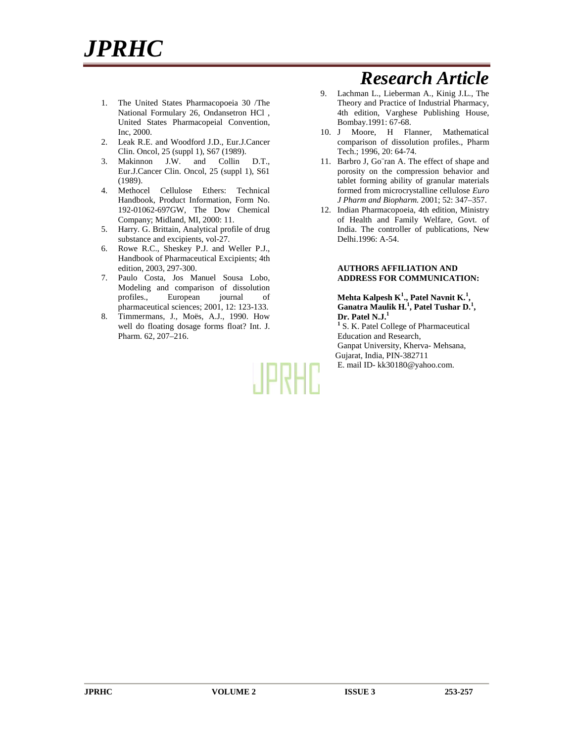1. The United States Pharmacopoeia 30 /The National Formulary 26, Ondansetron HCl , United States Pharmacopeial Convention, Inc, 2000.
2. Leak R.E. and Woodford J.D., Eur.J.Cancer Clin. Oncol, 25 (suppl 1), S67 (1989).
3. Makinnon J.W. and Collin D.T., Eur.J.Cancer Clin. Oncol, 25 (suppl 1), S61 (1989).
4. Methocel Cellulose Ethers: Technical Handbook, Product Information, Form No. 192-01062-697GW, The Dow Chemical Company; Midland, MI, 2000: 11.
5. Harry. G. Brittain, Analytical profile of drug substance and excipients, vol-27.
6. Rowe R.C., Sheskey P.J. and Weller P.J., Handbook of Pharmaceutical Excipients; 4th edition, 2003, 297-300.
7. Paulo Costa, Jos Manuel Sousa Lobo, Modeling and comparison of dissolution profiles., European journal of pharmaceutical sciences; 2001, 12: 123-133.
8. Timmermans, J., Moës, A.J., 1990. How well do floating dosage forms float? Int. J. Pharm. 62, 207–216.
9. Lachman L., Lieberman A., Kinig J.L., The Theory and Practice of Industrial Pharmacy, 4th edition, Varghese Publishing House, Bombay.1991: 67-68.
10. J Moore, H Flanner, Mathematical comparison of dissolution profiles., Pharm Tech.; 1996, 20: 64-74.
11. Barbro J, Go¨ran A. The effect of shape and porosity on the compression behavior and tablet forming ability of granular materials formed from microcrystalline cellulose *Euro J Pharm and Biopharm.* 2001; 52: 347–357.
12. Indian Pharmacopoeia, 4th edition, Ministry of Health and Family Welfare, Govt. of India. The controller of publications, New Delhi.1996: A-54.

**AUTHORS AFFILIATION AND ADDRESS FOR COMMUNICATION:**

**Mehta Kalpesh K[1]., Patel Navnit K.[1], Ganatra Maulik H.[1], Patel Tushar D.[1], Dr. Patel N.J.[1]**

[1] S. K. Patel College of Pharmaceutical Education and Research,
Ganpat University, Kherva- Mehsana, Gujarat, India, PIN-382711
E. mail ID- kk30180@yahoo.com.